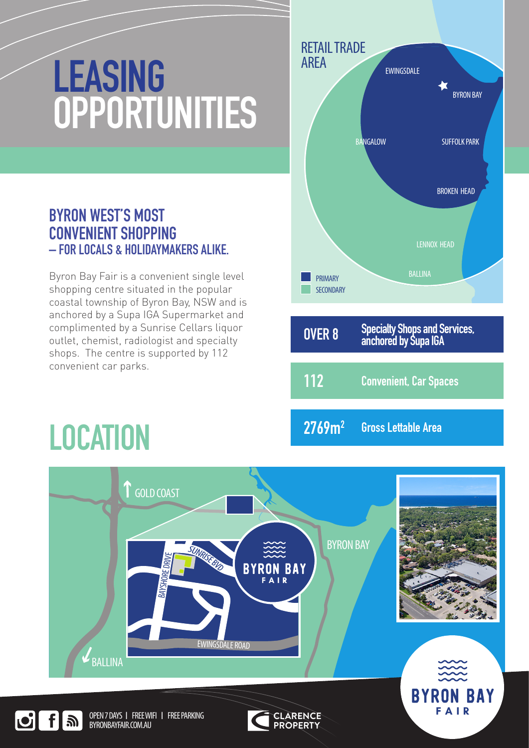# LEASING OPPORTUNITIES

## BYRON WEST'S MOST CONVENIENT SHOPPING – FOR LOCALS & HOLIDAYMAKERS ALIKE.

Byron Bay Fair is a convenient single level shopping centre situated in the popular coastal township of Byron Bay, NSW and is anchored by a Supa IGA Supermarket and complimented by a Sunrise Cellars liquor outlet, chemist, radiologist and specialty shops. The centre is supported by 112 convenient car parks.

### RETAIL TRADE AREA

EWINGSDALE
BYRON BAY
BANGALOW
SUFFOLK PARK
BROKEN HEAD
LENNOX HEAD
BALLINA

PRIMARY
SECONDARY

| | |
|---|---|
| **OVER 8** | **Specialty Shops and Services, anchored by Supa IGA** |
| **112** | **Convenient, Car Spaces** |
| **2769m²** | **Gross Lettable Area** |

# LOCATION

GOLD COAST
BYRON BAY
SUNRISE BVD
BAYSHORE DRIVE
EWINGSDALE ROAD
BALLINA

BYRON BAY FAIR

OPEN 7 DAYS | FREE WIFI | FREE PARKING
BYRONBAYFAIR.COM.AU

CLARENCE PROPERTY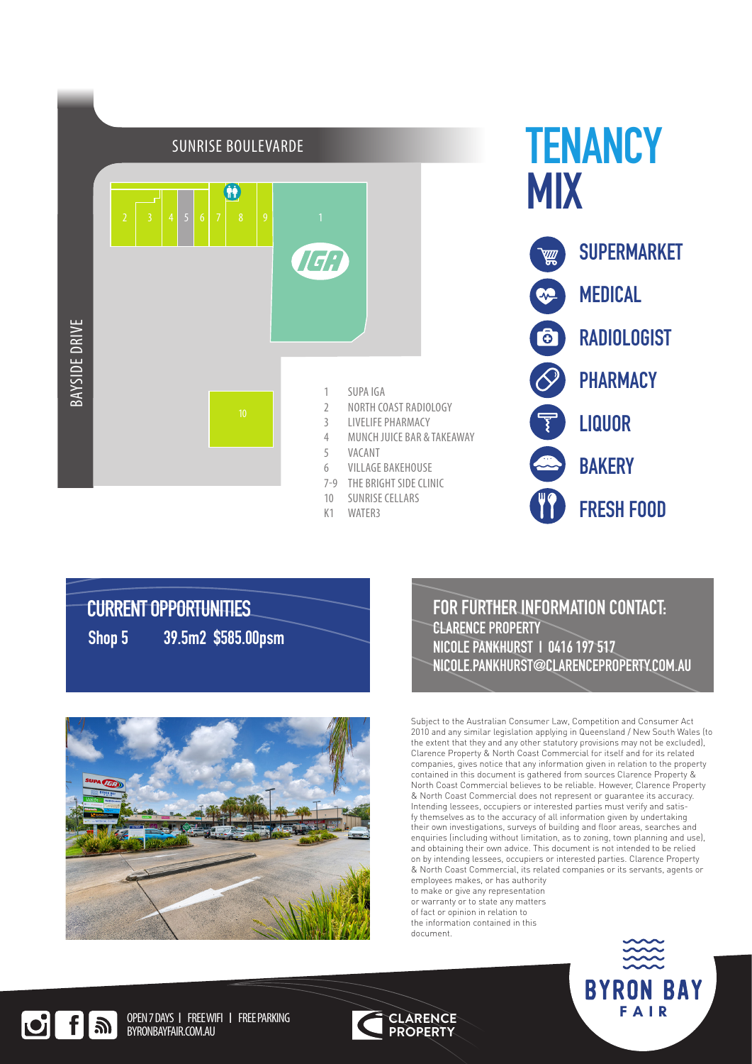SUNRISE BOULEVARDE

BAYSIDE DRIVE

# TENANCY MIX

- SUPERMARKET
- MEDICAL
- RADIOLOGIST
- PHARMACY
- LIQUOR
- BAKERY
- FRESH FOOD

| | |
|---|---|
| 1 | SUPA IGA |
| 2 | NORTH COAST RADIOLOGY |
| 3 | LIVELIFE PHARMACY |
| 4 | MUNCH JUICE BAR & TAKEAWAY |
| 5 | VACANT |
| 6 | VILLAGE BAKEHOUSE |
| 7-9 | THE BRIGHT SIDE CLINIC |
| 10 | SUNRISE CELLARS |
| K1 | WATER3 |

## CURRENT OPPORTUNITIES

**Shop 5** **39.5m2 $585.00psm**

## FOR FURTHER INFORMATION CONTACT:

**CLARENCE PROPERTY**
**NICOLE PANKHURST I 0416 197 517**
**NICOLE.PANKHURST@CLARENCEPROPERTY.COM.AU**

Subject to the Australian Consumer Law, Competition and Consumer Act 2010 and any similar legislation applying in Queensland / New South Wales (to the extent that they and any other statutory provisions may not be excluded), Clarence Property & North Coast Commercial for itself and for its related companies, gives notice that any information given in relation to the property contained in this document is gathered from sources Clarence Property & North Coast Commercial believes to be reliable. However, Clarence Property & North Coast Commercial does not represent or guarantee its accuracy. Intending lessees, occupiers or interested parties must verify and satisfy themselves as to the accuracy of all information given by undertaking their own investigations, surveys of building and floor areas, searches and enquiries (including without limitation, as to zoning, town planning and use), and obtaining their own advice. This document is not intended to be relied on by intending lessees, occupiers or interested parties. Clarence Property & North Coast Commercial, its related companies or its servants, agents or employees makes, or has authority to make or give any representation or warranty or to state any matters of fact or opinion in relation to the information contained in this document.

OPEN 7 DAYS | FREE WIFI | FREE PARKING
BYRONBAYFAIR.COM.AU

CLARENCE PROPERTY

BYRON BAY FAIR